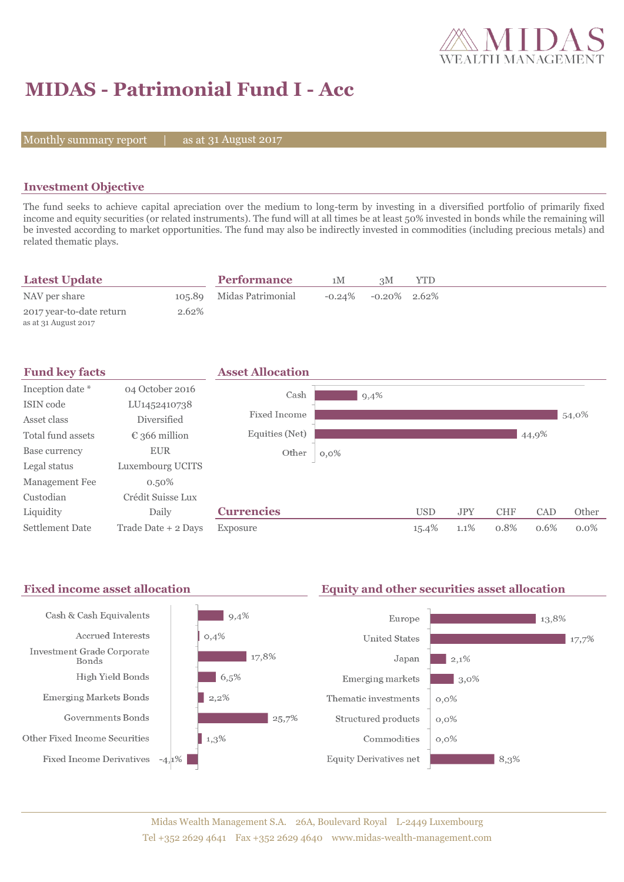# MIDAS - Patrimonial Fund I - Acc

Monthly summary report | as at 31 August 2017

## Investment Objective

The fund seeks to achieve capital apreciation over the medium to long-term by investing in a diversified portfolio of primarily fixed income and equity securities (or related instruments). The fund will at all times be at least 50% invested in bonds while the remaining will be invested according to market opportunities. The fund may also be indirectly invested in commodities (including precious metals) and related thematic plays.

## Latest Update

| | |
|---|---|
| NAV per share | 105.89 |
| 2017 year-to-date return<br>as at 31 August 2017 | 2.62% |

## Performance

| | 1M | 3M | YTD |
|---|---|---|---|
| Midas Patrimonial | -0.24% | -0.20% | 2.62% |

## Fund key facts

| | |
|---|---|
| Inception date * | 04 October 2016 |
| ISIN code | LU1452410738 |
| Asset class | Diversified |
| Total fund assets | € 366 million |
| Base currency | EUR |
| Legal status | Luxembourg UCITS |
| Management Fee | 0.50% |
| Custodian | Crédit Suisse Lux |
| Liquidity | Daily |
| Settlement Date | Trade Date + 2 Days |

## Asset Allocation

| | |
|---|---|
| Cash | 9,4% |
| Fixed Income | 54,0% |
| Equities (Net) | 44,9% |
| Other | 0,0% |

## Currencies

| | USD | JPY | CHF | CAD | Other |
|---|---|---|---|---|---|
| Exposure | 15.4% | 1.1% | 0.8% | 0.6% | 0.0% |

## Fixed income asset allocation

| | |
|---|---|
| Cash & Cash Equivalents | 9,4% |
| Accrued Interests | 0,4% |
| Investment Grade Corporate Bonds | 17,8% |
| High Yield Bonds | 6,5% |
| Emerging Markets Bonds | 2,2% |
| Governments Bonds | 25,7% |
| Other Fixed Income Securities | 1,3% |
| Fixed Income Derivatives | -4,1% |

## Equity and other securities asset allocation

| | |
|---|---|
| Europe | 13,8% |
| United States | 17,7% |
| Japan | 2,1% |
| Emerging markets | 3,0% |
| Thematic investments | 0,0% |
| Structured products | 0,0% |
| Commodities | 0,0% |
| Equity Derivatives net | 8,3% |

Midas Wealth Management S.A. 26A, Boulevard Royal L-2449 Luxembourg
Tel +352 2629 4641 Fax +352 2629 4640 www.midas-wealth-management.com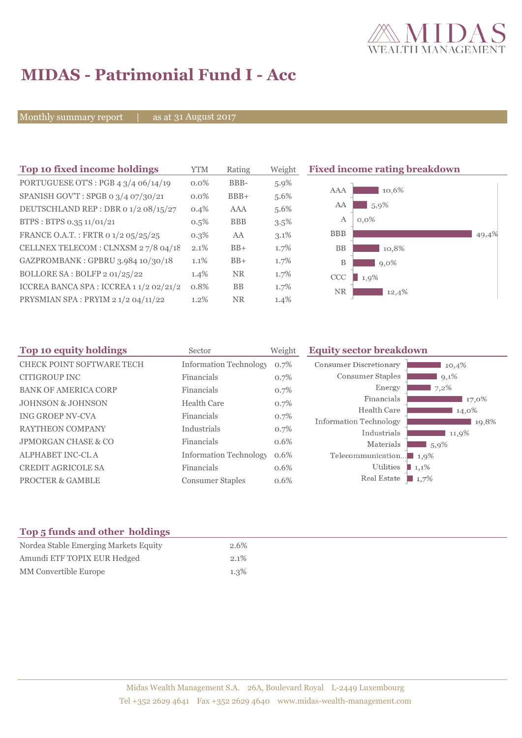# MIDAS - Patrimonial Fund I - Acc

Monthly summary report | as at 31 August 2017

## Top 10 fixed income holdings

| Top 10 fixed income holdings | YTM | Rating | Weight |
|---|---|---|---|
| PORTUGUESE OT'S : PGB 4 3/4 06/14/19 | 0.0% | BBB- | 5.9% |
| SPANISH GOV'T : SPGB 0 3/4 07/30/21 | 0.0% | BBB+ | 5.6% |
| DEUTSCHLAND REP : DBR 0 1/2 08/15/27 | 0.4% | AAA | 5.6% |
| BTPS : BTPS 0.35 11/01/21 | 0.5% | BBB | 3.5% |
| FRANCE O.A.T. : FRTR 0 1/2 05/25/25 | 0.3% | AA | 3.1% |
| CELLNEX TELECOM : CLNXSM 2 7/8 04/18 | 2.1% | BB+ | 1.7% |
| GAZPROMBANK : GPBRU 3.984 10/30/18 | 1.1% | BB+ | 1.7% |
| BOLLORE SA : BOLFP 2 01/25/22 | 1.4% | NR | 1.7% |
| ICCREA BANCA SPA : ICCREA 1 1/2 02/21/2 | 0.8% | BB | 1.7% |
| PRYSMIAN SPA : PRYIM 2 1/2 04/11/22 | 1.2% | NR | 1.4% |

## Fixed income rating breakdown

| Rating | Weight |
|---|---|
| AAA | 10,6% |
| AA | 5,9% |
| A | 0,0% |
| BBB | 49,4% |
| BB | 10,8% |
| B | 9,0% |
| CCC | 1,9% |
| NR | 12,4% |

## Top 10 equity holdings

| Top 10 equity holdings | Sector | Weight |
|---|---|---|
| CHECK POINT SOFTWARE TECH | Information Technology | 0.7% |
| CITIGROUP INC | Financials | 0.7% |
| BANK OF AMERICA CORP | Financials | 0.7% |
| JOHNSON & JOHNSON | Health Care | 0.7% |
| ING GROEP NV-CVA | Financials | 0.7% |
| RAYTHEON COMPANY | Industrials | 0.7% |
| JPMORGAN CHASE & CO | Financials | 0.6% |
| ALPHABET INC-CL A | Information Technology | 0.6% |
| CREDIT AGRICOLE SA | Financials | 0.6% |
| PROCTER & GAMBLE | Consumer Staples | 0.6% |

## Equity sector breakdown

| Sector | Weight |
|---|---|
| Consumer Discretionary | 10,4% |
| Consumer Staples | 9,1% |
| Energy | 7,2% |
| Financials | 17,0% |
| Health Care | 14,0% |
| Information Technology | 19,8% |
| Industrials | 11,9% |
| Materials | 5,9% |
| Telecommunication... | 1,9% |
| Utilities | 1,1% |
| Real Estate | 1,7% |

## Top 5 funds and other holdings

| Top 5 funds and other holdings | |
|---|---|
| Nordea Stable Emerging Markets Equity | 2.6% |
| Amundi ETF TOPIX EUR Hedged | 2.1% |
| MM Convertible Europe | 1.3% |

Midas Wealth Management S.A. 26A, Boulevard Royal L-2449 Luxembourg
Tel +352 2629 4641 Fax +352 2629 4640 www.midas-wealth-management.com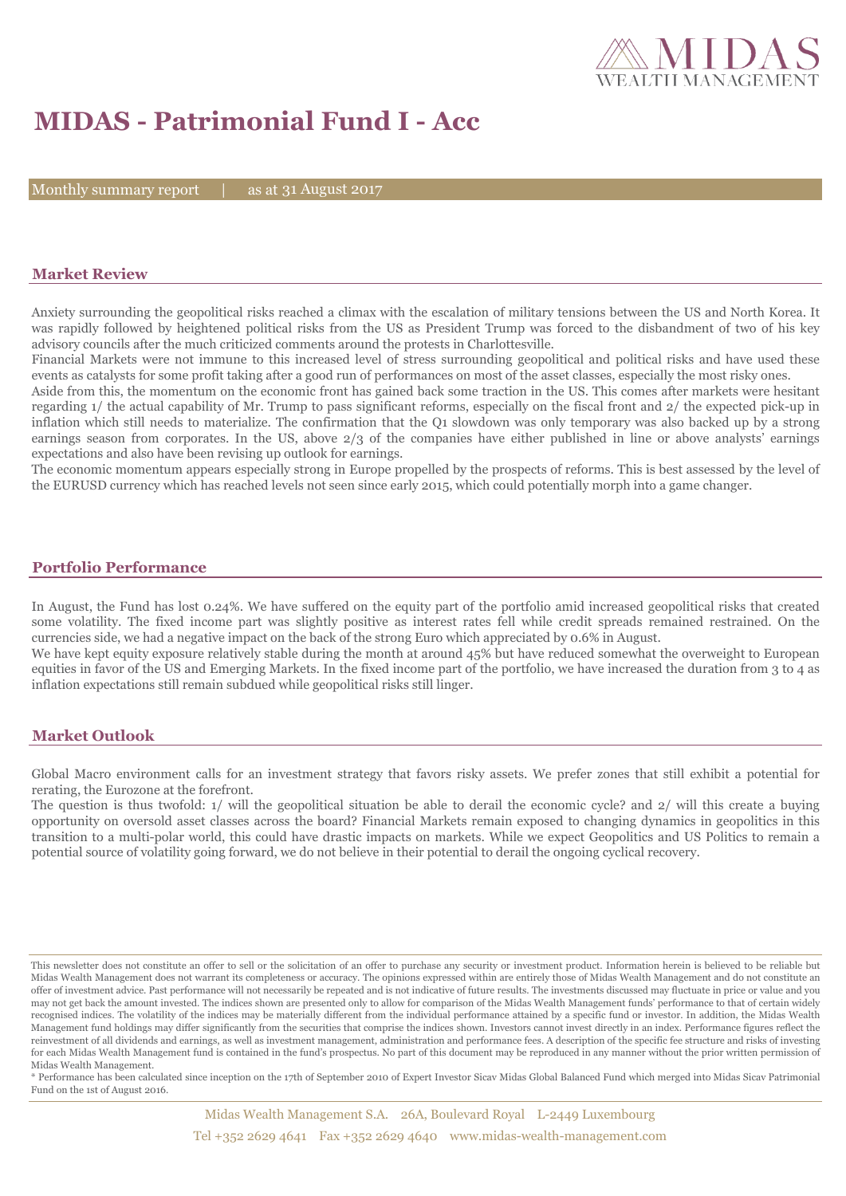# MIDAS - Patrimonial Fund I - Acc

Monthly summary report | as at 31 August 2017

## Market Review

Anxiety surrounding the geopolitical risks reached a climax with the escalation of military tensions between the US and North Korea. It was rapidly followed by heightened political risks from the US as President Trump was forced to the disbandment of two of his key advisory councils after the much criticized comments around the protests in Charlottesville.

Financial Markets were not immune to this increased level of stress surrounding geopolitical and political risks and have used these events as catalysts for some profit taking after a good run of performances on most of the asset classes, especially the most risky ones.

Aside from this, the momentum on the economic front has gained back some traction in the US. This comes after markets were hesitant regarding 1/ the actual capability of Mr. Trump to pass significant reforms, especially on the fiscal front and 2/ the expected pick-up in inflation which still needs to materialize. The confirmation that the Q1 slowdown was only temporary was also backed up by a strong earnings season from corporates. In the US, above 2/3 of the companies have either published in line or above analysts' earnings expectations and also have been revising up outlook for earnings.

The economic momentum appears especially strong in Europe propelled by the prospects of reforms. This is best assessed by the level of the EURUSD currency which has reached levels not seen since early 2015, which could potentially morph into a game changer.

## Portfolio Performance

In August, the Fund has lost 0.24%. We have suffered on the equity part of the portfolio amid increased geopolitical risks that created some volatility. The fixed income part was slightly positive as interest rates fell while credit spreads remained restrained. On the currencies side, we had a negative impact on the back of the strong Euro which appreciated by 0.6% in August.

We have kept equity exposure relatively stable during the month at around 45% but have reduced somewhat the overweight to European equities in favor of the US and Emerging Markets. In the fixed income part of the portfolio, we have increased the duration from 3 to 4 as inflation expectations still remain subdued while geopolitical risks still linger.

## Market Outlook

Global Macro environment calls for an investment strategy that favors risky assets. We prefer zones that still exhibit a potential for rerating, the Eurozone at the forefront.

The question is thus twofold: 1/ will the geopolitical situation be able to derail the economic cycle? and 2/ will this create a buying opportunity on oversold asset classes across the board? Financial Markets remain exposed to changing dynamics in geopolitics in this transition to a multi-polar world, this could have drastic impacts on markets. While we expect Geopolitics and US Politics to remain a potential source of volatility going forward, we do not believe in their potential to derail the ongoing cyclical recovery.

This newsletter does not constitute an offer to sell or the solicitation of an offer to purchase any security or investment product. Information herein is believed to be reliable but Midas Wealth Management does not warrant its completeness or accuracy. The opinions expressed within are entirely those of Midas Wealth Management and do not constitute an offer of investment advice. Past performance will not necessarily be repeated and is not indicative of future results. The investments discussed may fluctuate in price or value and you may not get back the amount invested. The indices shown are presented only to allow for comparison of the Midas Wealth Management funds' performance to that of certain widely recognised indices. The volatility of the indices may be materially different from the individual performance attained by a specific fund or investor. In addition, the Midas Wealth Management fund holdings may differ significantly from the securities that comprise the indices shown. Investors cannot invest directly in an index. Performance figures reflect the reinvestment of all dividends and earnings, as well as investment management, administration and performance fees. A description of the specific fee structure and risks of investing for each Midas Wealth Management fund is contained in the fund's prospectus. No part of this document may be reproduced in any manner without the prior written permission of Midas Wealth Management.

\* Performance has been calculated since inception on the 17th of September 2010 of Expert Investor Sicav Midas Global Balanced Fund which merged into Midas Sicav Patrimonial Fund on the 1st of August 2016.

Midas Wealth Management S.A. 26A, Boulevard Royal L-2449 Luxembourg

Tel +352 2629 4641 Fax +352 2629 4640 www.midas-wealth-management.com